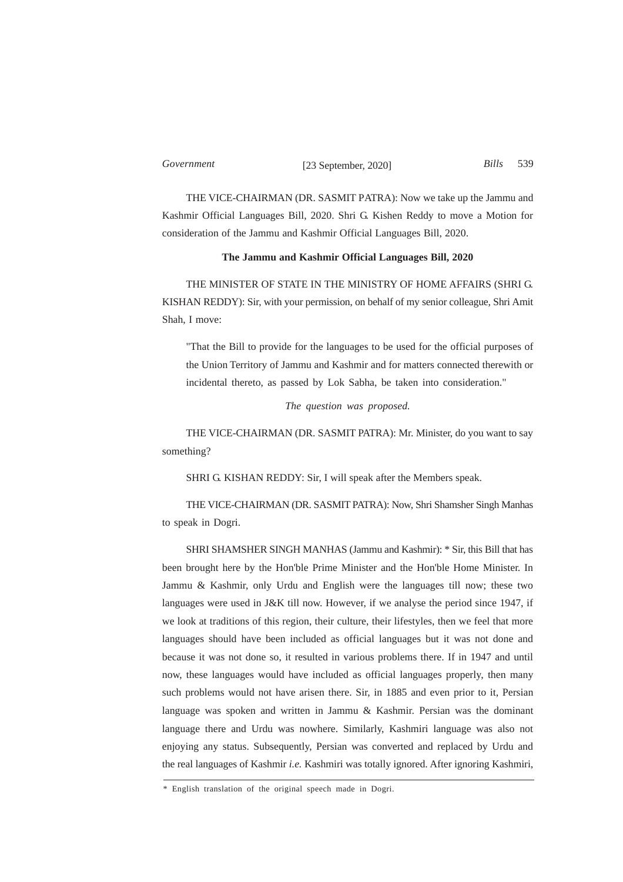THE VICE-CHAIRMAN (DR. SASMIT PATRA): Now we take up the Jammu and Kashmir Official Languages Bill, 2020. Shri G. Kishen Reddy to move a Motion for consideration of the Jammu and Kashmir Official Languages Bill, 2020.

**The Jammu and Kashmir Official Languages Bill, 2020**

THE MINISTER OF STATE IN THE MINISTRY OF HOME AFFAIRS (SHRI G. KISHAN REDDY): Sir, with your permission, on behalf of my senior colleague, Shri Amit Shah, I move:

> "That the Bill to provide for the languages to be used for the official purposes of the Union Territory of Jammu and Kashmir and for matters connected therewith or incidental thereto, as passed by Lok Sabha, be taken into consideration."

*The question was proposed.*

THE VICE-CHAIRMAN (DR. SASMIT PATRA): Mr. Minister, do you want to say something?

SHRI G. KISHAN REDDY: Sir, I will speak after the Members speak.

THE VICE-CHAIRMAN (DR. SASMIT PATRA): Now, Shri Shamsher Singh Manhas to speak in Dogri.

SHRI SHAMSHER SINGH MANHAS (Jammu and Kashmir): * Sir, this Bill that has been brought here by the Hon'ble Prime Minister and the Hon'ble Home Minister. In Jammu & Kashmir, only Urdu and English were the languages till now; these two languages were used in J&K till now. However, if we analyse the period since 1947, if we look at traditions of this region, their culture, their lifestyles, then we feel that more languages should have been included as official languages but it was not done and because it was not done so, it resulted in various problems there. If in 1947 and until now, these languages would have included as official languages properly, then many such problems would not have arisen there. Sir, in 1885 and even prior to it, Persian language was spoken and written in Jammu & Kashmir. Persian was the dominant language there and Urdu was nowhere. Similarly, Kashmiri language was also not enjoying any status. Subsequently, Persian was converted and replaced by Urdu and the real languages of Kashmir *i.e.* Kashmiri was totally ignored. After ignoring Kashmiri,

* English translation of the original speech made in Dogri.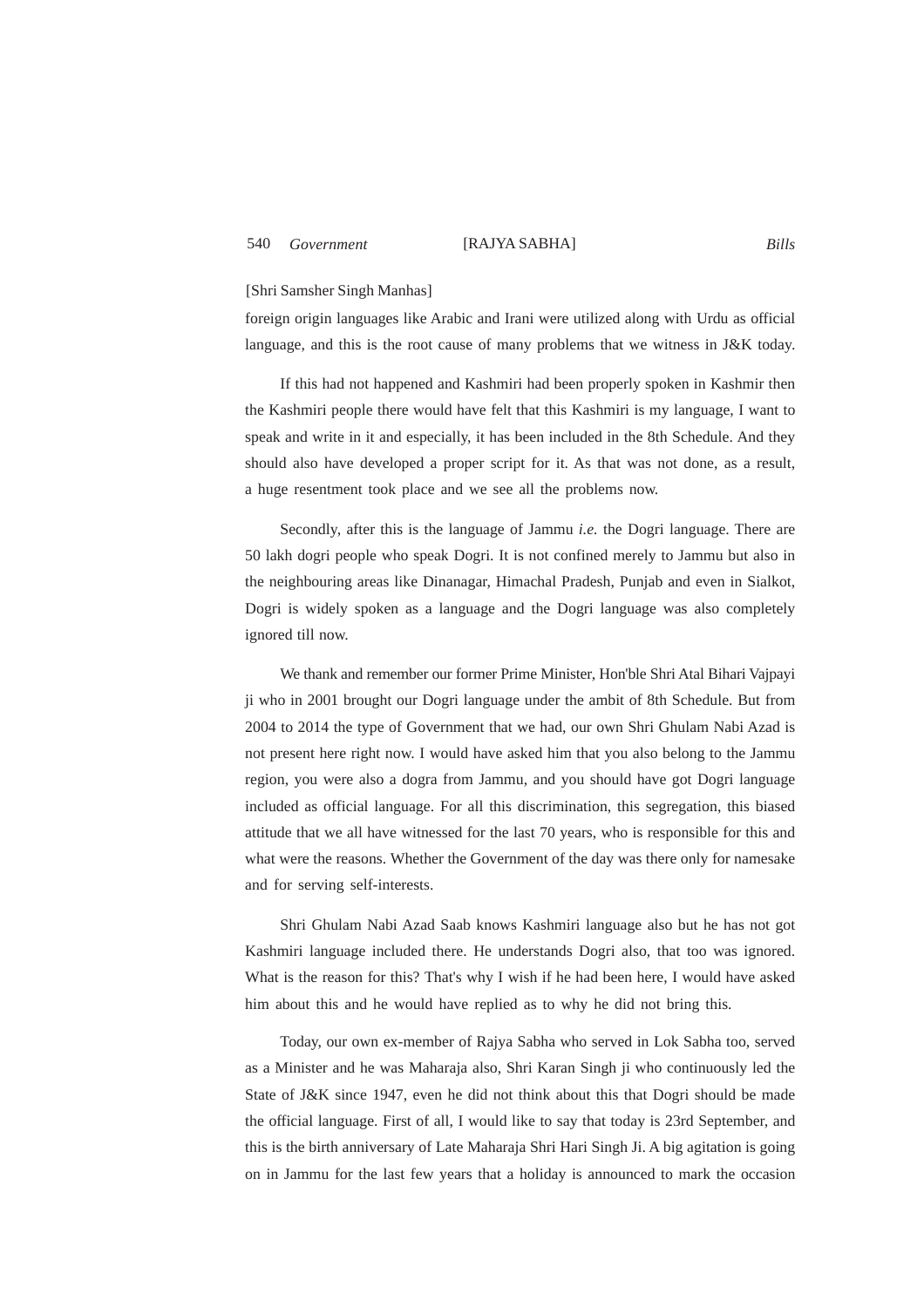[Shri Samsher Singh Manhas]

foreign origin languages like Arabic and Irani were utilized along with Urdu as official language, and this is the root cause of many problems that we witness in J&K today.

If this had not happened and Kashmiri had been properly spoken in Kashmir then the Kashmiri people there would have felt that this Kashmiri is my language, I want to speak and write in it and especially, it has been included in the 8th Schedule. And they should also have developed a proper script for it. As that was not done, as a result, a huge resentment took place and we see all the problems now.

Secondly, after this is the language of Jammu *i.e.* the Dogri language. There are 50 lakh dogri people who speak Dogri. It is not confined merely to Jammu but also in the neighbouring areas like Dinanagar, Himachal Pradesh, Punjab and even in Sialkot, Dogri is widely spoken as a language and the Dogri language was also completely ignored till now.

We thank and remember our former Prime Minister, Hon'ble Shri Atal Bihari Vajpayi ji who in 2001 brought our Dogri language under the ambit of 8th Schedule. But from 2004 to 2014 the type of Government that we had, our own Shri Ghulam Nabi Azad is not present here right now. I would have asked him that you also belong to the Jammu region, you were also a dogra from Jammu, and you should have got Dogri language included as official language. For all this discrimination, this segregation, this biased attitude that we all have witnessed for the last 70 years, who is responsible for this and what were the reasons. Whether the Government of the day was there only for namesake and for serving self-interests.

Shri Ghulam Nabi Azad Saab knows Kashmiri language also but he has not got Kashmiri language included there. He understands Dogri also, that too was ignored. What is the reason for this? That's why I wish if he had been here, I would have asked him about this and he would have replied as to why he did not bring this.

Today, our own ex-member of Rajya Sabha who served in Lok Sabha too, served as a Minister and he was Maharaja also, Shri Karan Singh ji who continuously led the State of J&K since 1947, even he did not think about this that Dogri should be made the official language. First of all, I would like to say that today is 23rd September, and this is the birth anniversary of Late Maharaja Shri Hari Singh Ji. A big agitation is going on in Jammu for the last few years that a holiday is announced to mark the occasion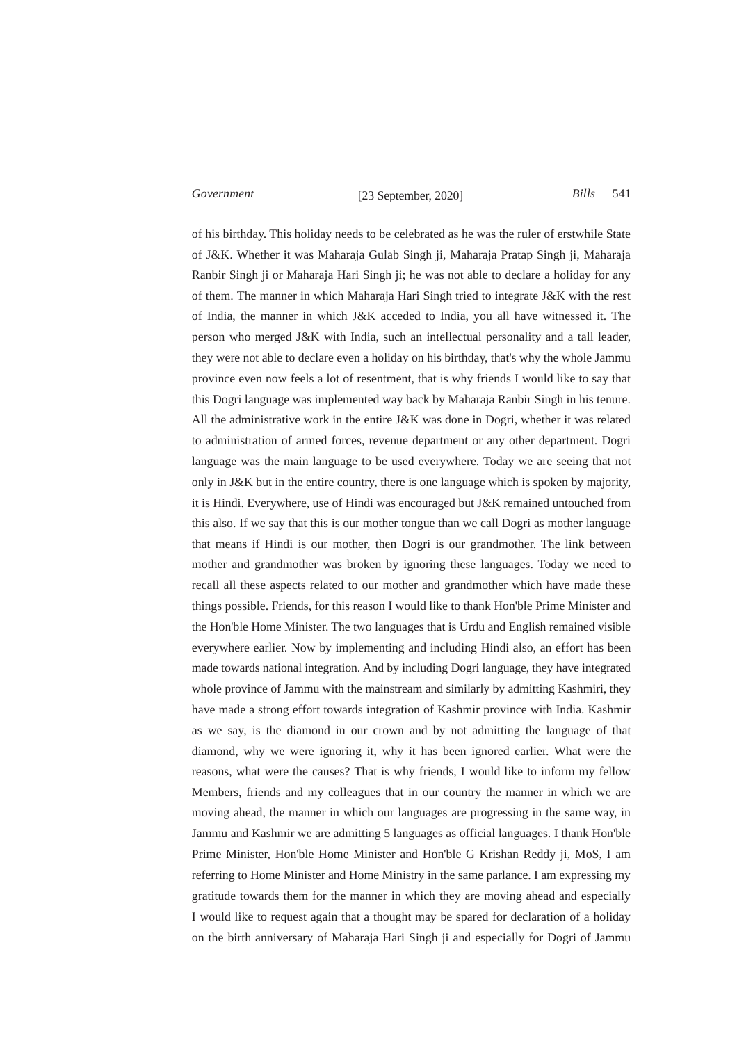of his birthday. This holiday needs to be celebrated as he was the ruler of erstwhile State of J&K. Whether it was Maharaja Gulab Singh ji, Maharaja Pratap Singh ji, Maharaja Ranbir Singh ji or Maharaja Hari Singh ji; he was not able to declare a holiday for any of them. The manner in which Maharaja Hari Singh tried to integrate J&K with the rest of India, the manner in which J&K acceded to India, you all have witnessed it. The person who merged J&K with India, such an intellectual personality and a tall leader, they were not able to declare even a holiday on his birthday, that's why the whole Jammu province even now feels a lot of resentment, that is why friends I would like to say that this Dogri language was implemented way back by Maharaja Ranbir Singh in his tenure. All the administrative work in the entire J&K was done in Dogri, whether it was related to administration of armed forces, revenue department or any other department. Dogri language was the main language to be used everywhere. Today we are seeing that not only in J&K but in the entire country, there is one language which is spoken by majority, it is Hindi. Everywhere, use of Hindi was encouraged but J&K remained untouched from this also. If we say that this is our mother tongue than we call Dogri as mother language that means if Hindi is our mother, then Dogri is our grandmother. The link between mother and grandmother was broken by ignoring these languages. Today we need to recall all these aspects related to our mother and grandmother which have made these things possible. Friends, for this reason I would like to thank Hon'ble Prime Minister and the Hon'ble Home Minister. The two languages that is Urdu and English remained visible everywhere earlier. Now by implementing and including Hindi also, an effort has been made towards national integration. And by including Dogri language, they have integrated whole province of Jammu with the mainstream and similarly by admitting Kashmiri, they have made a strong effort towards integration of Kashmir province with India. Kashmir as we say, is the diamond in our crown and by not admitting the language of that diamond, why we were ignoring it, why it has been ignored earlier. What were the reasons, what were the causes? That is why friends, I would like to inform my fellow Members, friends and my colleagues that in our country the manner in which we are moving ahead, the manner in which our languages are progressing in the same way, in Jammu and Kashmir we are admitting 5 languages as official languages. I thank Hon'ble Prime Minister, Hon'ble Home Minister and Hon'ble G Krishan Reddy ji, MoS, I am referring to Home Minister and Home Ministry in the same parlance. I am expressing my gratitude towards them for the manner in which they are moving ahead and especially I would like to request again that a thought may be spared for declaration of a holiday on the birth anniversary of Maharaja Hari Singh ji and especially for Dogri of Jammu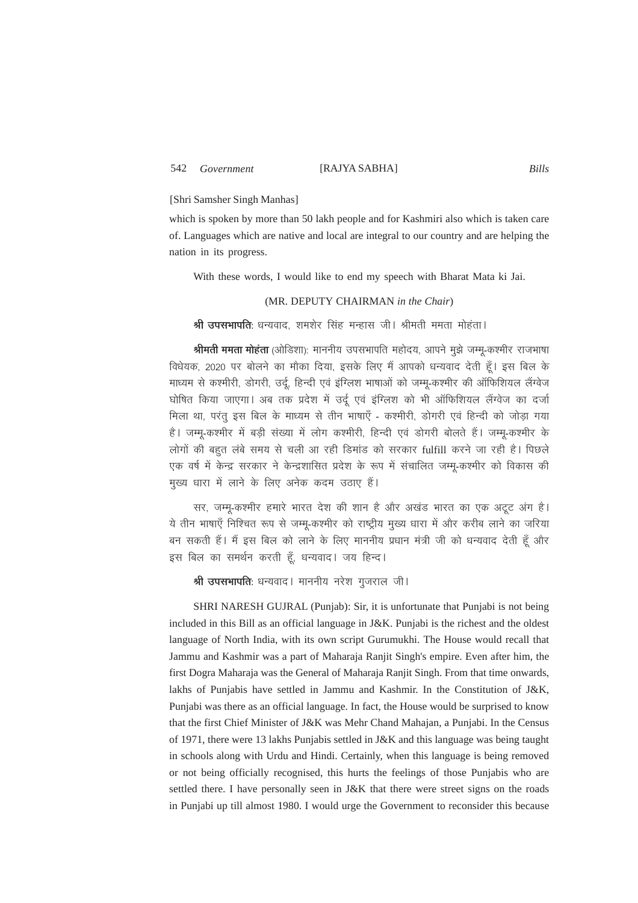[Shri Samsher Singh Manhas]

which is spoken by more than 50 lakh people and for Kashmiri also which is taken care of. Languages which are native and local are integral to our country and are helping the nation in its progress.

With these words, I would like to end my speech with Bharat Mata ki Jai.

(MR. DEPUTY CHAIRMAN *in the Chair*)

**श्री उपसभापति**: धन्यवाद, शमशेर सिंह मन्हास जी। श्रीमती ममता मोहंता।

**श्रीमती ममता मोहंता** (ओडिशा): माननीय उपसभापति महोदय, आपने मुझे जम्मू-कश्मीर राजभाषा विधेयक, 2020 पर बोलने का मौका दिया, इसके लिए मैं आपको धन्यवाद देती हूँ। इस बिल के माध्यम से कश्मीरी, डोगरी, उर्दू, हिन्दी एवं इंग्लिश भाषाओं को जम्मू-कश्मीर की ऑफिशियल लैंग्वेज घोषित किया जाएगा। अब तक प्रदेश में उर्दू एवं इंग्लिश को भी ऑफिशियल लैंग्वेज का दर्जा मिला था, परंतु इस बिल के माध्यम से तीन भाषाएँ - कश्मीरी, डोगरी एवं हिन्दी को जोड़ा गया है। जम्मू-कश्मीर में बड़ी संख्या में लोग कश्मीरी, हिन्दी एवं डोगरी बोलते हैं। जम्मू-कश्मीर के लोगों की बहुत लंबे समय से चली आ रही डिमांड को सरकार fulfill करने जा रही है। पिछले एक वर्ष में केन्द्र सरकार ने केन्द्रशासित प्रदेश के रूप में संचालित जम्मू-कश्मीर को विकास की मुख्य धारा में लाने के लिए अनेक कदम उठाए हैं।

सर, जम्मू-कश्मीर हमारे भारत देश की शान है और अखंड भारत का एक अटूट अंग है। ये तीन भाषाएँ निश्चित रूप से जम्मू-कश्मीर को राष्ट्रीय मुख्य धारा में और करीब लाने का जरिया बन सकती हैं। मैं इस बिल को लाने के लिए माननीय प्रधान मंत्री जी को धन्यवाद देती हूँ और इस बिल का समर्थन करती हूँ, धन्यवाद। जय हिन्द।

**श्री उपसभापति**: धन्यवाद। माननीय नरेश गुजराल जी।

SHRI NARESH GUJRAL (Punjab): Sir, it is unfortunate that Punjabi is not being included in this Bill as an official language in J&K. Punjabi is the richest and the oldest language of North India, with its own script Gurumukhi. The House would recall that Jammu and Kashmir was a part of Maharaja Ranjit Singh's empire. Even after him, the first Dogra Maharaja was the General of Maharaja Ranjit Singh. From that time onwards, lakhs of Punjabis have settled in Jammu and Kashmir. In the Constitution of J&K, Punjabi was there as an official language. In fact, the House would be surprised to know that the first Chief Minister of J&K was Mehr Chand Mahajan, a Punjabi. In the Census of 1971, there were 13 lakhs Punjabis settled in J&K and this language was being taught in schools along with Urdu and Hindi. Certainly, when this language is being removed or not being officially recognised, this hurts the feelings of those Punjabis who are settled there. I have personally seen in J&K that there were street signs on the roads in Punjabi up till almost 1980. I would urge the Government to reconsider this because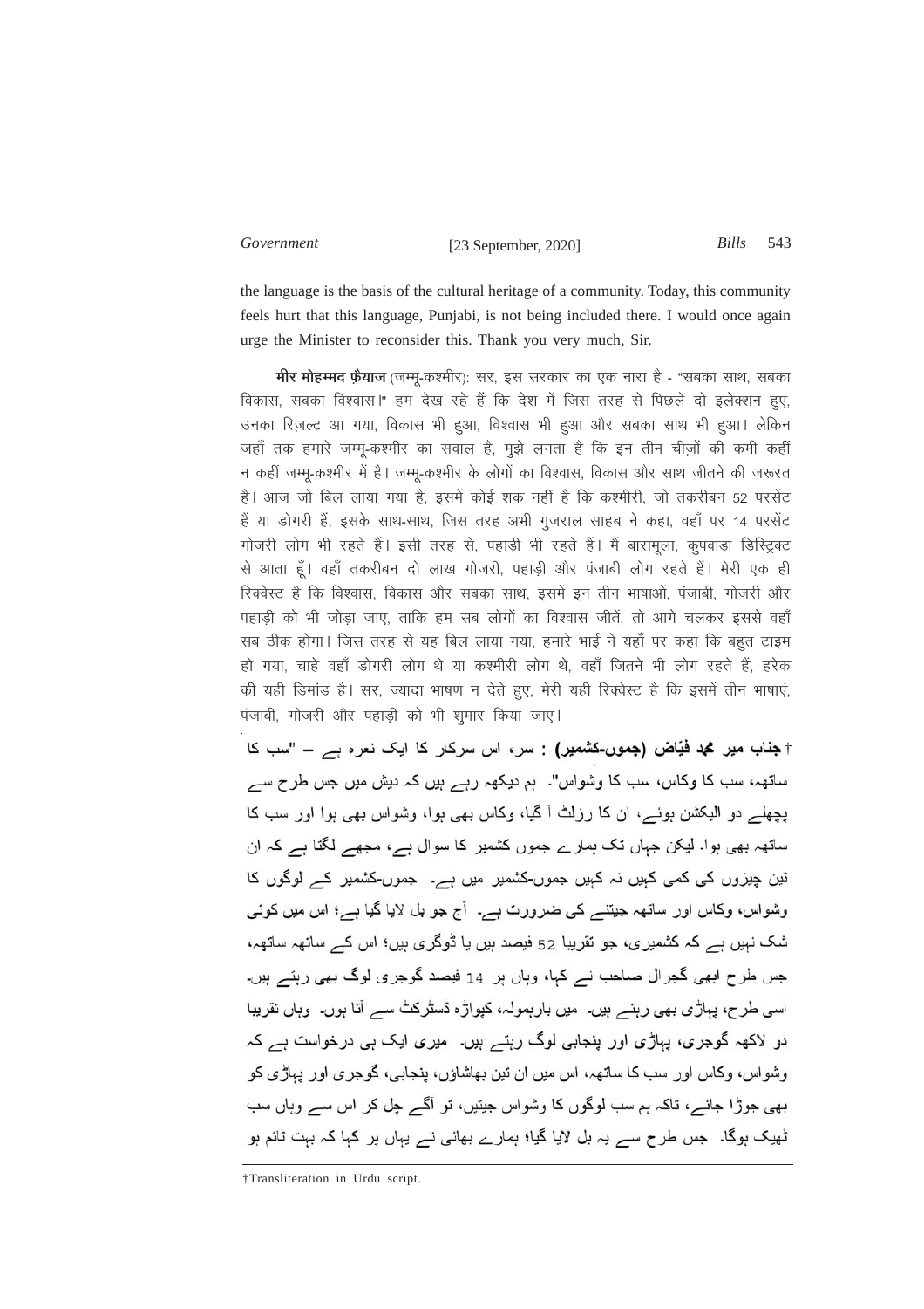the language is the basis of the cultural heritage of a community. Today, this community feels hurt that this language, Punjabi, is not being included there. I would once again urge the Minister to reconsider this. Thank you very much, Sir.

**मीर मोहम्मद फ़ैयाज** (जम्मू-कश्मीर): सर, इस सरकार का एक नारा है - "सबका साथ, सबका विकास, सबका विश्वास।" हम देख रहे हैं कि देश में जिस तरह से पिछले दो इलेक्शन हुए, उनका रिज़ल्ट आ गया, विकास भी हुआ, विश्वास भी हुआ और सबका साथ भी हुआ। लेकिन जहाँ तक हमारे जम्मू-कश्मीर का सवाल है, मुझे लगता है कि इन तीन चीज़ों की कमी कहीं न कहीं जम्मू-कश्मीर में है। जम्मू-कश्मीर के लोगों का विश्वास, विकास और साथ जीतने की जरूरत है। आज जो बिल लाया गया है, इसमें कोई शक नहीं है कि कश्मीरी, जो तकरीबन 52 परसेंट हैं या डोगरी हैं, इसके साथ-साथ, जिस तरह अभी गुजराल साहब ने कहा, वहाँ पर 14 परसेंट गोजरी लोग भी रहते हैं। इसी तरह से, पहाड़ी भी रहते हैं। मैं बारामूला, कुपवाड़ा डिस्ट्रिक्ट से आता हूँ। वहाँ तकरीबन दो लाख गोजरी, पहाड़ी और पंजाबी लोग रहते हैं। मेरी एक ही रिक्वेस्ट है कि विश्वास, विकास और सबका साथ, इसमें इन तीन भाषाओं, पंजाबी, गोजरी और पहाड़ी को भी जोड़ा जाए, ताकि हम सब लोगों का विश्वास जीतें, तो आगे चलकर इससे वहाँ सब ठीक होगा। जिस तरह से यह बिल लाया गया, हमारे भाई ने यहाँ पर कहा कि बहुत टाइम हो गया, चाहे वहाँ डोगरी लोग थे या कश्मीरी लोग थे, वहाँ जितने भी लोग रहते हैं, हरेक की यही डिमांड है। सर, ज्यादा भाषण न देते हुए, मेरी यही रिक्वेस्ट है कि इसमें तीन भाषाएं, पंजाबी, गोजरी और पहाड़ी को भी शुमार किया जाए।

† **جناب میر محمد فیاض (جموں-کشمیر)** : سر، اس سرکار کا ایک نعرہ ہے – "سب کا ساتھ، سب کا وکاس، سب کا وشواس"۔ ہم دیکھ رہے ہیں کہ دیش میں جس طرح سے پچھلے دو الیکشن ہوئے، ان کا رزلٹ آ گیا، وکاس بھی ہوا، وشواس بھی ہوا اور سب کا ساتھ بھی ہوا۔ لیکن جہاں تک ہمارے جموں کشمیر کا سوال ہے، مجھے لگتا ہے کہ ان تین چیزوں کی کمی کہیں نہ کہیں جموں-کشمیر میں ہے۔ جموں-کشمیر کے لوگوں کا وشواس، وکاس اور ساتھ جیتنے کی ضرورت ہے۔ آج جو بل لایا گیا ہے؛ اس میں کوئی شک نہیں ہے کہ کشمیری، جو تقریبا 52 فیصد ہیں یا ڈوگری ہیں؛ اس کے ساتھ ساتھ، جس طرح ابھی گجرال صاحب نے کہا، وہاں پر 14 فیصد گوجری لوگ بھی رہتے ہیں۔ اسی طرح، پہاڑی بھی رہتے ہیں۔ میں بارہمولہ، کپواڑہ ڈسٹرکٹ سے آتا ہوں۔ وہاں تقریبا دو لاکھ گوجری، پہاڑی اور پنجابی لوگ رہتے ہیں۔ میری ایک ہی درخواست ہے کہ وشواس، وکاس اور سب کا ساتھ، اس میں ان تین بھاشاؤں، پنجابی، گوجری اور پہاڑی کو بھی جوڑا جائے، تاکہ ہم سب لوگوں کا وشواس جیتیں، تو آگے چل کر اس سے وہاں سب ٹھیک ہوگا۔ جس طرح سے یہ بل لایا گیا؛ ہمارے بھائی نے یہاں پر کہا کہ بہت ٹائم ہو

†Transliteration in Urdu script.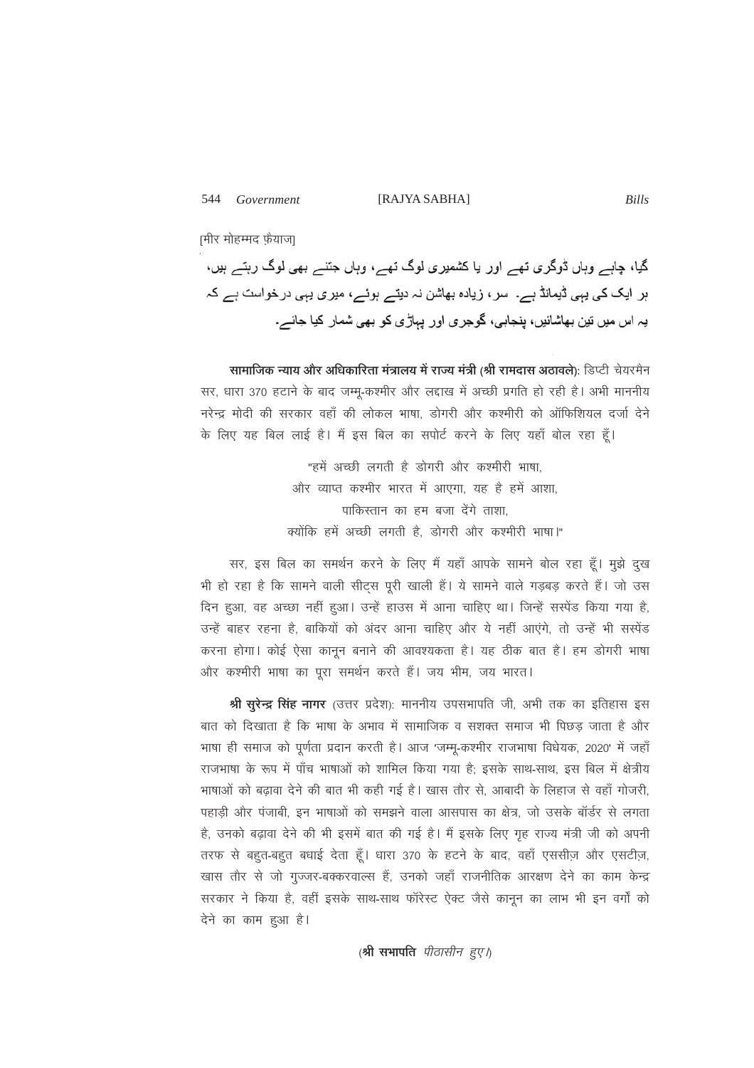[मीर मोहम्मद फ़ैयाज]

گیا، چاہے وہاں ڈوگری تھے اور یا کشمیری لوگ تھے، وہاں جتنے بھی لوگ رہتے ہیں، ہر ایک کی یہی ڈیمانڈ ہے۔ سر، زیادہ بھاشن نہ دیتے ہوئے، میری یہی درخواست ہے کہ یہ اس میں تین بھاشائیں، پنجابی، گوجری اور پہاڑی کو بھی شمار کیا جائے۔

**सामाजिक न्याय और अधिकारिता मंत्रालय में राज्य मंत्री (श्री रामदास अठावले)**: डिप्टी चेयरमैन सर, धारा 370 हटाने के बाद जम्मू-कश्मीर और लद्दाख में अच्छी प्रगति हो रही है। अभी माननीय नरेन्द्र मोदी की सरकार वहाँ की लोकल भाषा, डोगरी और कश्मीरी को ऑफिशियल दर्जा देने के लिए यह बिल लाई है। मैं इस बिल का सपोर्ट करने के लिए यहाँ बोल रहा हूँ।

"हमें अच्छी लगती है डोगरी और कश्मीरी भाषा,
और व्याप्त कश्मीर भारत में आएगा, यह है हमें आशा,
पाकिस्तान का हम बजा देंगे ताशा,
क्योंकि हमें अच्छी लगती है, डोगरी और कश्मीरी भाषा।"

सर, इस बिल का समर्थन करने के लिए मैं यहाँ आपके सामने बोल रहा हूँ। मुझे दुख भी हो रहा है कि सामने वाली सीट्स पूरी खाली हैं। ये सामने वाले गड़बड़ करते हैं। जो उस दिन हुआ, वह अच्छा नहीं हुआ। उन्हें हाउस में आना चाहिए था। जिन्हें सस्पेंड किया गया है, उन्हें बाहर रहना है, बाकियों को अंदर आना चाहिए और ये नहीं आएंगे, तो उन्हें भी सस्पेंड करना होगा। कोई ऐसा कानून बनाने की आवश्यकता है। यह ठीक बात है। हम डोगरी भाषा और कश्मीरी भाषा का पूरा समर्थन करते हैं। जय भीम, जय भारत।

**श्री सुरेन्द्र सिंह नागर** (उत्तर प्रदेश): माननीय उपसभापति जी, अभी तक का इतिहास इस बात को दिखाता है कि भाषा के अभाव में सामाजिक व सशक्त समाज भी पिछड़ जाता है और भाषा ही समाज को पूर्णता प्रदान करती है। आज 'जम्मू-कश्मीर राजभाषा विधेयक, 2020' में जहाँ राजभाषा के रूप में पाँच भाषाओं को शामिल किया गया है; इसके साथ-साथ, इस बिल में क्षेत्रीय भाषाओं को बढ़ावा देने की बात भी कही गई है। खास तौर से, आबादी के लिहाज से वहाँ गोजरी, पहाड़ी और पंजाबी, इन भाषाओं को समझने वाला आसपास का क्षेत्र, जो उसके बॉर्डर से लगता है, उनको बढ़ावा देने की भी इसमें बात की गई है। मैं इसके लिए गृह राज्य मंत्री जी को अपनी तरफ से बहुत-बहुत बधाई देता हूँ। धारा 370 के हटने के बाद, वहाँ एससीज़ और एसटीज़, खास तौर से जो गुज्जर-बक्करवाल्स हैं, उनको जहाँ राजनीतिक आरक्षण देने का काम केन्द्र सरकार ने किया है, वहीं इसके साथ-साथ फॉरेस्ट ऐक्ट जैसे कानून का लाभ भी इन वर्गों को देने का काम हुआ है।

(**श्री सभापति** *पीठासीन हुए।*)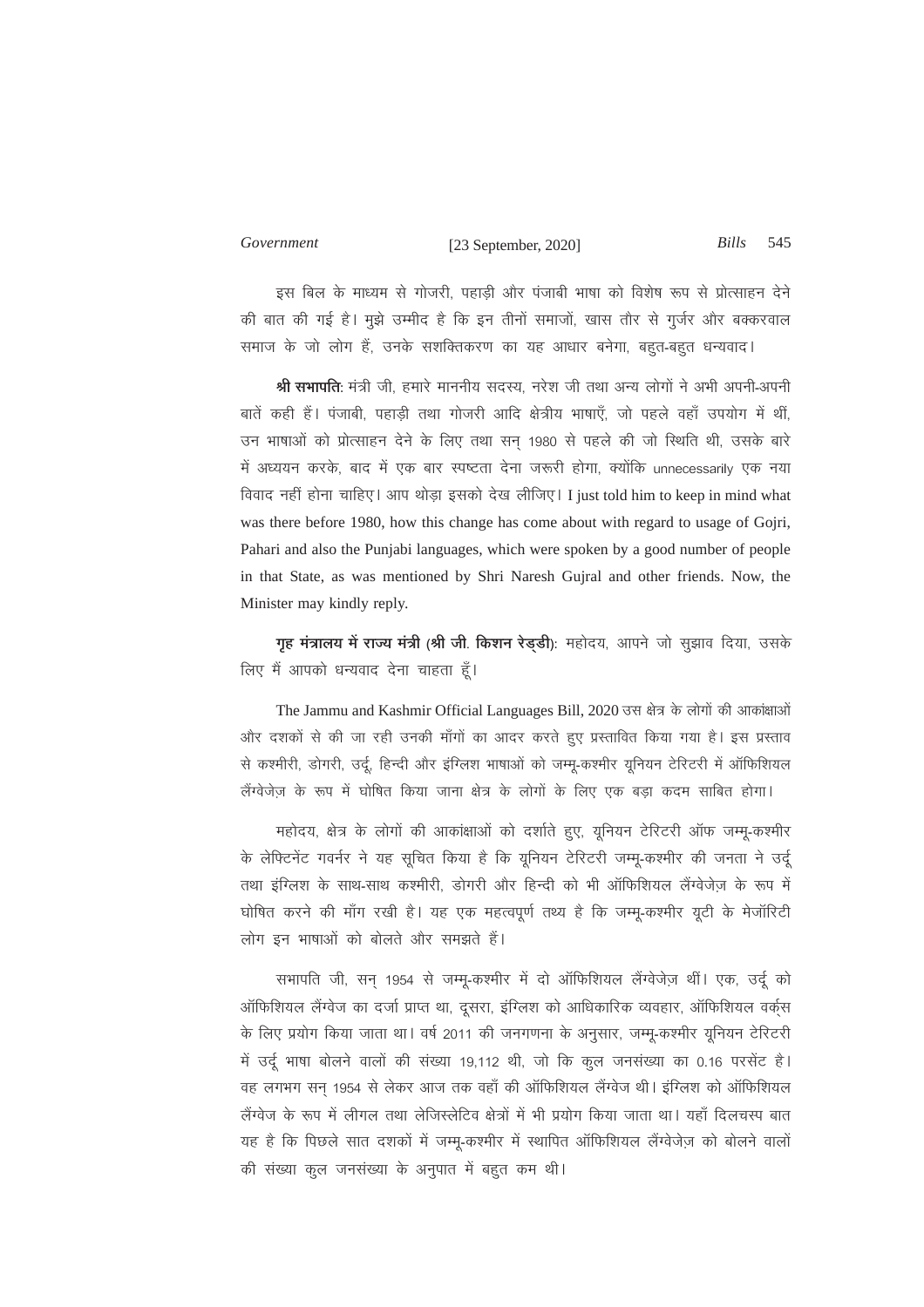इस बिल के माध्यम से गोजरी, पहाड़ी और पंजाबी भाषा को विशेष रूप से प्रोत्साहन देने की बात की गई है। मुझे उम्मीद है कि इन तीनों समाजों, खास तौर से गुर्जर और बक्करवाल समाज के जो लोग हैं, उनके सशक्तिकरण का यह आधार बनेगा, बहुत-बहुत धन्यवाद।

**श्री सभापति**: मंत्री जी, हमारे माननीय सदस्य, नरेश जी तथा अन्य लोगों ने अभी अपनी-अपनी बातें कही हैं। पंजाबी, पहाड़ी तथा गोजरी आदि क्षेत्रीय भाषाएँ, जो पहले वहाँ उपयोग में थीं, उन भाषाओं को प्रोत्साहन देने के लिए तथा सन् 1980 से पहले की जो स्थिति थी, उसके बारे में अध्ययन करके, बाद में एक बार स्पष्टता देना जरूरी होगा, क्योंकि unnecessarily एक नया विवाद नहीं होना चाहिए। आप थोड़ा इसको देख लीजिए। I just told him to keep in mind what was there before 1980, how this change has come about with regard to usage of Gojri, Pahari and also the Punjabi languages, which were spoken by a good number of people in that State, as was mentioned by Shri Naresh Gujral and other friends. Now, the Minister may kindly reply.

**गृह मंत्रालय में राज्य मंत्री (श्री जी. किशन रेड्डी)**: महोदय, आपने जो सुझाव दिया, उसके लिए मैं आपको धन्यवाद देना चाहता हूँ।

The Jammu and Kashmir Official Languages Bill, 2020 उस क्षेत्र के लोगों की आकांक्षाओं और दशकों से की जा रही उनकी माँगों का आदर करते हुए प्रस्तावित किया गया है। इस प्रस्ताव से कश्मीरी, डोगरी, उर्दू, हिन्दी और इंग्लिश भाषाओं को जम्मू-कश्मीर यूनियन टेरिटरी में ऑफिशियल लैंग्वेजेज़ के रूप में घोषित किया जाना क्षेत्र के लोगों के लिए एक बड़ा कदम साबित होगा।

महोदय, क्षेत्र के लोगों की आकांक्षाओं को दर्शाते हुए, यूनियन टेरिटरी ऑफ जम्मू-कश्मीर के लेफ्टिनेंट गवर्नर ने यह सूचित किया है कि यूनियन टेरिटरी जम्मू-कश्मीर की जनता ने उर्दू तथा इंग्लिश के साथ-साथ कश्मीरी, डोगरी और हिन्दी को भी ऑफिशियल लैंग्वेजेज़ के रूप में घोषित करने की माँग रखी है। यह एक महत्वपूर्ण तथ्य है कि जम्मू-कश्मीर यूटी के मेजॉरिटी लोग इन भाषाओं को बोलते और समझते हैं।

सभापति जी, सन् 1954 से जम्मू-कश्मीर में दो ऑफिशियल लैंग्वेजेज़ थीं। एक, उर्दू को ऑफिशियल लैंग्वेज का दर्जा प्राप्त था, दूसरा, इंग्लिश को आधिकारिक व्यवहार, ऑफिशियल वर्क्स के लिए प्रयोग किया जाता था। वर्ष 2011 की जनगणना के अनुसार, जम्मू-कश्मीर यूनियन टेरिटरी में उर्दू भाषा बोलने वालों की संख्या 19,112 थी, जो कि कुल जनसंख्या का 0.16 परसेंट है। वह लगभग सन् 1954 से लेकर आज तक वहाँ की ऑफिशियल लैंग्वेज थी। इंग्लिश को ऑफिशियल लैंग्वेज के रूप में लीगल तथा लेजिस्लेटिव क्षेत्रों में भी प्रयोग किया जाता था। यहाँ दिलचस्प बात यह है कि पिछले सात दशकों में जम्मू-कश्मीर में स्थापित ऑफिशियल लैंग्वेजेज़ को बोलने वालों की संख्या कुल जनसंख्या के अनुपात में बहुत कम थी।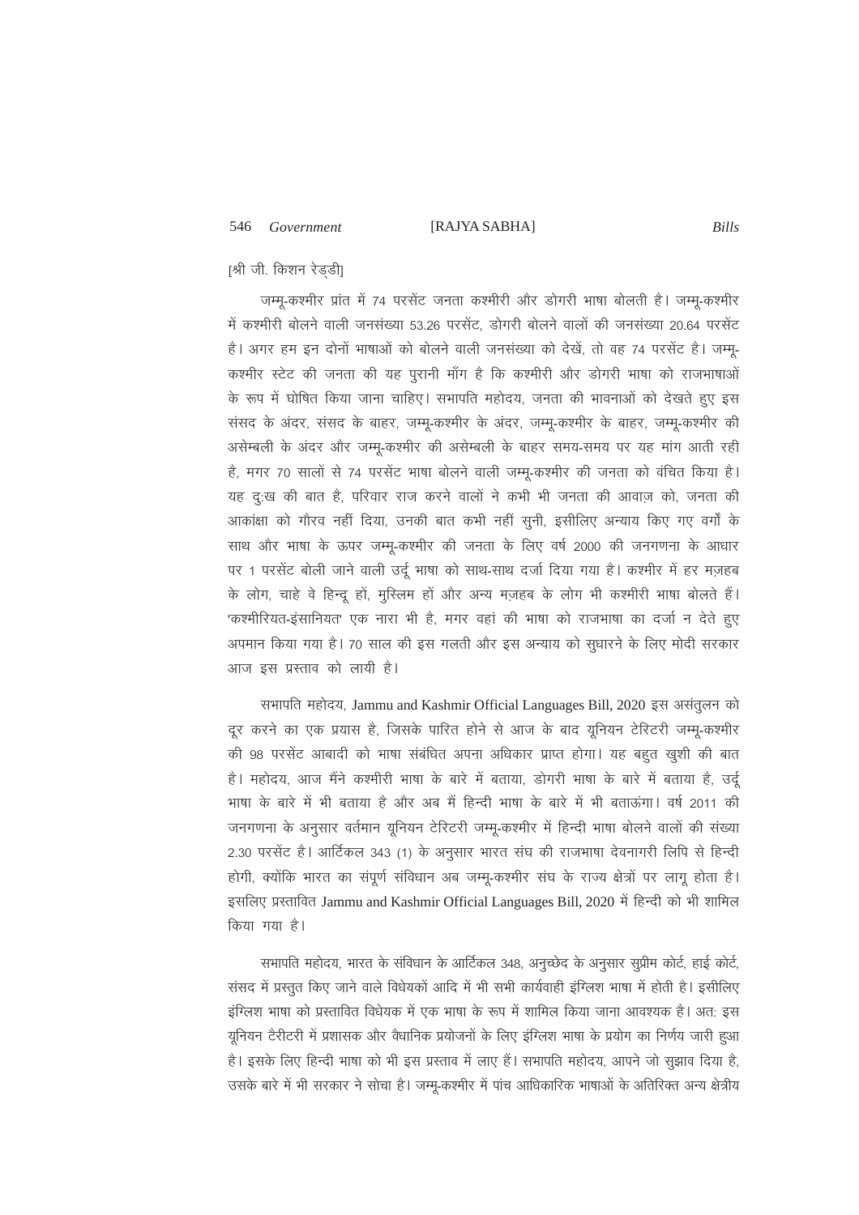[श्री जी. किशन रेड्डी]

जम्मू-कश्मीर प्रांत में 74 परसेंट जनता कश्मीरी और डोगरी भाषा बोलती है। जम्मू-कश्मीर में कश्मीरी बोलने वाली जनसंख्या 53.26 परसेंट, डोगरी बोलने वालों की जनसंख्या 20.64 परसेंट है। अगर हम इन दोनों भाषाओं को बोलने वाली जनसंख्या को देखें, तो वह 74 परसेंट है। जम्मू-कश्मीर स्टेट की जनता की यह पुरानी माँग है कि कश्मीरी और डोगरी भाषा को राजभाषाओं के रूप में घोषित किया जाना चाहिए। सभापति महोदय, जनता की भावनाओं को देखते हुए इस संसद के अंदर, संसद के बाहर, जम्मू-कश्मीर के अंदर, जम्मू-कश्मीर के बाहर, जम्मू-कश्मीर की असेम्बली के अंदर और जम्मू-कश्मीर की असेम्बली के बाहर समय-समय पर यह मांग आती रही है, मगर 70 सालों से 74 परसेंट भाषा बोलने वाली जम्मू-कश्मीर की जनता को वंचित किया है। यह दुःख की बात है, परिवार राज करने वालों ने कभी भी जनता की आवाज़ को, जनता की आकांक्षा को गौरव नहीं दिया, उनकी बात कभी नहीं सुनी, इसीलिए अन्याय किए गए वर्गों के साथ और भाषा के ऊपर जम्मू-कश्मीर की जनता के लिए वर्ष 2000 की जनगणना के आधार पर 1 परसेंट बोली जाने वाली उर्दू भाषा को साथ-साथ दर्जा दिया गया है। कश्मीर में हर मज़हब के लोग, चाहे वे हिन्दू हों, मुस्लिम हों और अन्य मज़हब के लोग भी कश्मीरी भाषा बोलते हैं। 'कश्मीरियत-इंसानियत' एक नारा भी है, मगर वहां की भाषा को राजभाषा का दर्जा न देते हुए अपमान किया गया है। 70 साल की इस गलती और इस अन्याय को सुधारने के लिए मोदी सरकार आज इस प्रस्ताव को लायी है।

सभापति महोदय, Jammu and Kashmir Official Languages Bill, 2020 इस असंतुलन को दूर करने का एक प्रयास है, जिसके पारित होने से आज के बाद यूनियन टेरिटरी जम्मू-कश्मीर की 98 परसेंट आबादी को भाषा संबंधित अपना अधिकार प्राप्त होगा। यह बहुत खुशी की बात है। महोदय, आज मैंने कश्मीरी भाषा के बारे में बताया, डोगरी भाषा के बारे में बताया है, उर्दू भाषा के बारे में भी बताया है और अब मैं हिन्दी भाषा के बारे में भी बताऊंगा। वर्ष 2011 की जनगणना के अनुसार वर्तमान यूनियन टेरिटरी जम्मू-कश्मीर में हिन्दी भाषा बोलने वालों की संख्या 2.30 परसेंट है। आर्टिकल 343 (1) के अनुसार भारत संघ की राजभाषा देवनागरी लिपि से हिन्दी होगी, क्योंकि भारत का संपूर्ण संविधान अब जम्मू-कश्मीर संघ के राज्य क्षेत्रों पर लागू होता है। इसलिए प्रस्तावित Jammu and Kashmir Official Languages Bill, 2020 में हिन्दी को भी शामिल किया गया है।

सभापति महोदय, भारत के संविधान के आर्टिकल 348, अनुच्छेद के अनुसार सुप्रीम कोर्ट, हाई कोर्ट, संसद में प्रस्तुत किए जाने वाले विधेयकों आदि में भी सभी कार्यवाही इंग्लिश भाषा में होती है। इसीलिए इंग्लिश भाषा को प्रस्तावित विधेयक में एक भाषा के रूप में शामिल किया जाना आवश्यक है। अतः इस यूनियन टैरीटरी में प्रशासक और वैधानिक प्रयोजनों के लिए इंग्लिश भाषा के प्रयोग का निर्णय जारी हुआ है। इसके लिए हिन्दी भाषा को भी इस प्रस्ताव में लाए हैं। सभापति महोदय, आपने जो सुझाव दिया है, उसके बारे में भी सरकार ने सोचा है। जम्मू-कश्मीर में पांच आधिकारिक भाषाओं के अतिरिक्त अन्य क्षेत्रीय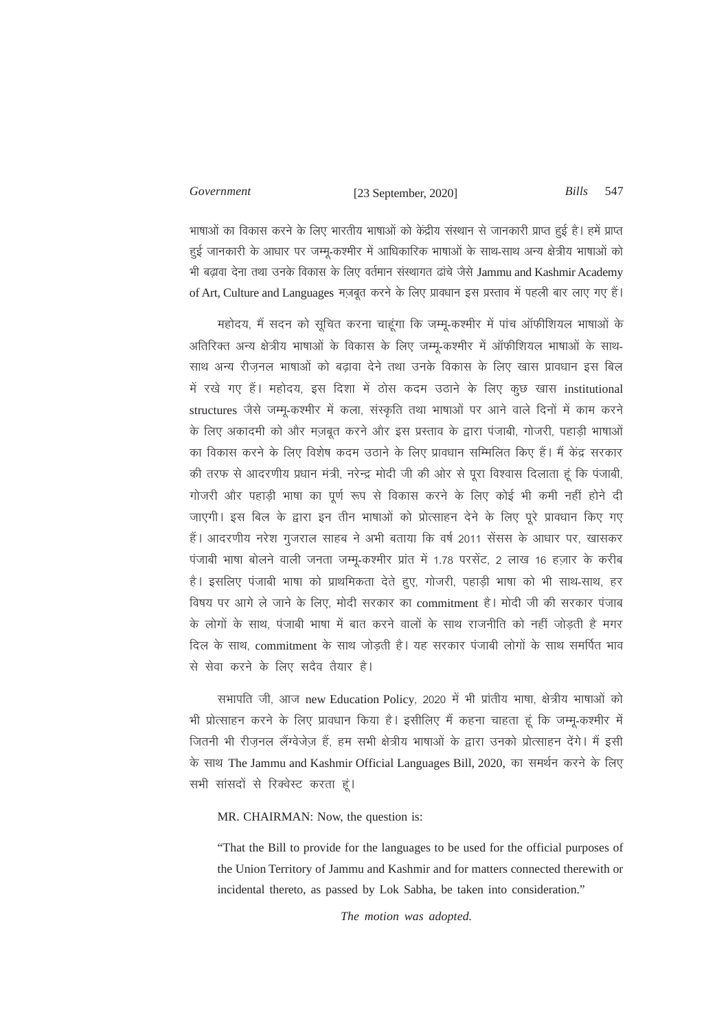भाषाओं का विकास करने के लिए भारतीय भाषाओं को केंद्रीय संस्थान से जानकारी प्राप्त हुई है। हमें प्राप्त हुई जानकारी के आधार पर जम्मू-कश्मीर में आधिकारिक भाषाओं के साथ-साथ अन्य क्षेत्रीय भाषाओं को भी बढ़ावा देना तथा उनके विकास के लिए वर्तमान संस्थागत ढांचे जैसे Jammu and Kashmir Academy of Art, Culture and Languages मज़बूत करने के लिए प्रावधान इस प्रस्ताव में पहली बार लाए गए हैं।

महोदय, मैं सदन को सूचित करना चाहूंगा कि जम्मू-कश्मीर में पांच ऑफीशियल भाषाओं के अतिरिक्त अन्य क्षेत्रीय भाषाओं के विकास के लिए जम्मू-कश्मीर में ऑफीशियल भाषाओं के साथ-साथ अन्य रीज़नल भाषाओं को बढ़ावा देने तथा उनके विकास के लिए खास प्रावधान इस बिल में रखे गए हैं। महोदय, इस दिशा में ठोस कदम उठाने के लिए कुछ खास institutional structures जैसे जम्मू-कश्मीर में कला, संस्कृति तथा भाषाओं पर आने वाले दिनों में काम करने के लिए अकादमी को और मज़बूत करने और इस प्रस्ताव के द्वारा पंजाबी, गोजरी, पहाड़ी भाषाओं का विकास करने के लिए विशेष कदम उठाने के लिए प्रावधान सम्मिलित किए हैं। मैं केंद्र सरकार की तरफ से आदरणीय प्रधान मंत्री, नरेन्द्र मोदी जी की ओर से पूरा विश्वास दिलाता हूं कि पंजाबी, गोजरी और पहाड़ी भाषा का पूर्ण रूप से विकास करने के लिए कोई भी कमी नहीं होने दी जाएगी। इस बिल के द्वारा इन तीन भाषाओं को प्रोत्साहन देने के लिए पूरे प्रावधान किए गए हैं। आदरणीय नरेश गुजराल साहब ने अभी बताया कि वर्ष 2011 सेंसस के आधार पर, खासकर पंजाबी भाषा बोलने वाली जनता जम्मू-कश्मीर प्रांत में 1.78 परसेंट, 2 लाख 16 हज़ार के करीब है। इसलिए पंजाबी भाषा को प्राथमिकता देते हुए, गोजरी, पहाड़ी भाषा को भी साथ-साथ, हर विषय पर आगे ले जाने के लिए, मोदी सरकार का commitment है। मोदी जी की सरकार पंजाब के लोगों के साथ, पंजाबी भाषा में बात करने वालों के साथ राजनीति को नहीं जोड़ती है मगर दिल के साथ, commitment के साथ जोड़ती है। यह सरकार पंजाबी लोगों के साथ समर्पित भाव से सेवा करने के लिए सदैव तैयार है।

सभापति जी, आज new Education Policy, 2020 में भी प्रांतीय भाषा, क्षेत्रीय भाषाओं को भी प्रोत्साहन करने के लिए प्रावधान किया है। इसीलिए मैं कहना चाहता हूं कि जम्मू-कश्मीर में जितनी भी रीज़नल लैंग्वेजेज़ हैं, हम सभी क्षेत्रीय भाषाओं के द्वारा उनको प्रोत्साहन देंगे। मैं इसी के साथ The Jammu and Kashmir Official Languages Bill, 2020, का समर्थन करने के लिए सभी सांसदों से रिक्वेस्ट करता हूं।

MR. CHAIRMAN: Now, the question is:

"That the Bill to provide for the languages to be used for the official purposes of the Union Territory of Jammu and Kashmir and for matters connected therewith or incidental thereto, as passed by Lok Sabha, be taken into consideration."

*The motion was adopted.*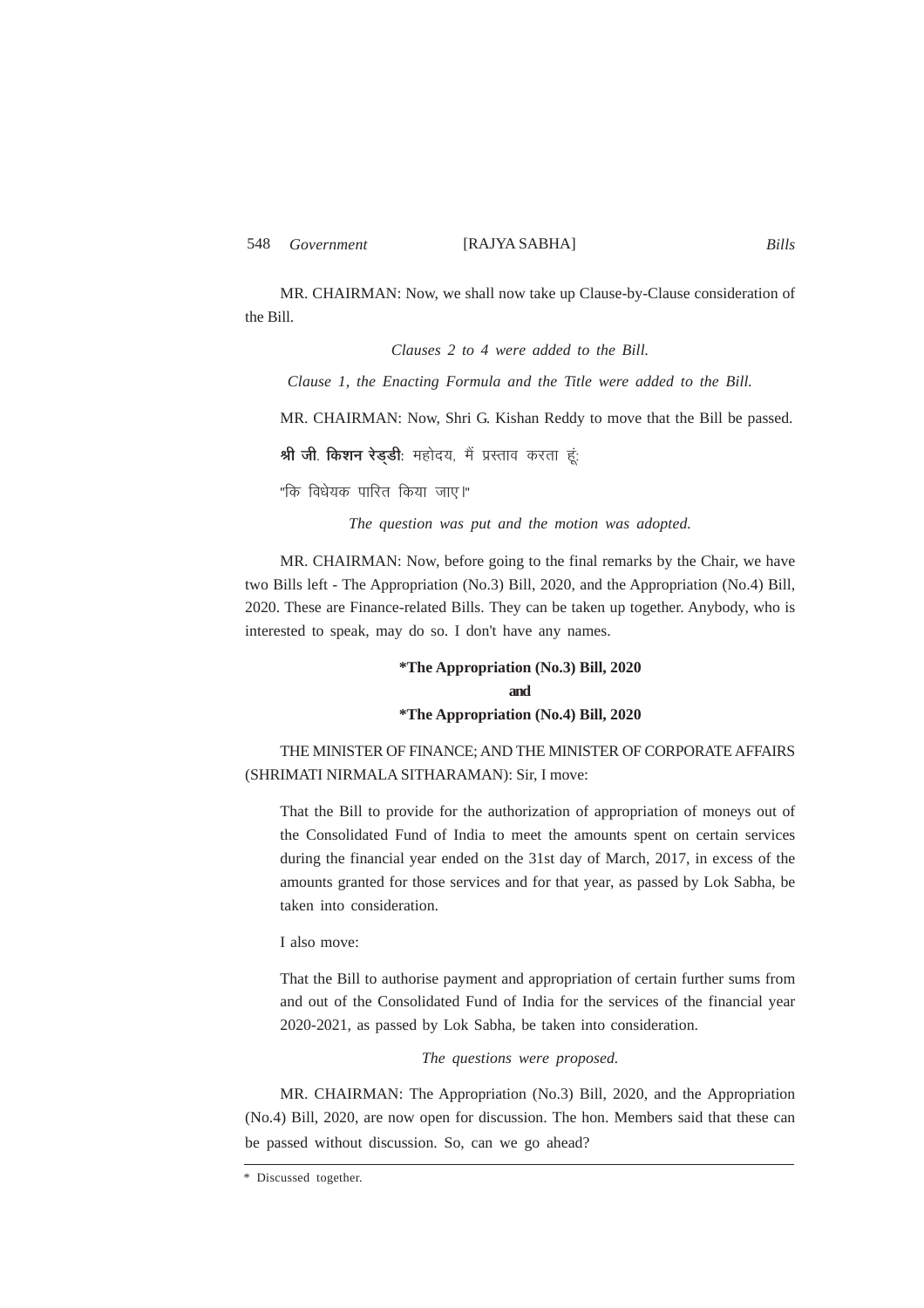MR. CHAIRMAN: Now, we shall now take up Clause-by-Clause consideration of the Bill.

*Clauses 2 to 4 were added to the Bill.*

*Clause 1, the Enacting Formula and the Title were added to the Bill.*

MR. CHAIRMAN: Now, Shri G. Kishan Reddy to move that the Bill be passed.

**श्री जी. किशन रेड्डी**: महोदय, मैं प्रस्ताव करता हूं:

"कि विधेयक पारित किया जाए।"

*The question was put and the motion was adopted.*

MR. CHAIRMAN: Now, before going to the final remarks by the Chair, we have two Bills left - The Appropriation (No.3) Bill, 2020, and the Appropriation (No.4) Bill, 2020. These are Finance-related Bills. They can be taken up together. Anybody, who is interested to speak, may do so. I don't have any names.

**\*The Appropriation (No.3) Bill, 2020**

**and**

**\*The Appropriation (No.4) Bill, 2020**

THE MINISTER OF FINANCE; AND THE MINISTER OF CORPORATE AFFAIRS (SHRIMATI NIRMALA SITHARAMAN): Sir, I move:

> That the Bill to provide for the authorization of appropriation of moneys out of the Consolidated Fund of India to meet the amounts spent on certain services during the financial year ended on the 31st day of March, 2017, in excess of the amounts granted for those services and for that year, as passed by Lok Sabha, be taken into consideration.

I also move:

> That the Bill to authorise payment and appropriation of certain further sums from and out of the Consolidated Fund of India for the services of the financial year 2020-2021, as passed by Lok Sabha, be taken into consideration.

*The questions were proposed.*

MR. CHAIRMAN: The Appropriation (No.3) Bill, 2020, and the Appropriation (No.4) Bill, 2020, are now open for discussion. The hon. Members said that these can be passed without discussion. So, can we go ahead?

---

\* Discussed together.